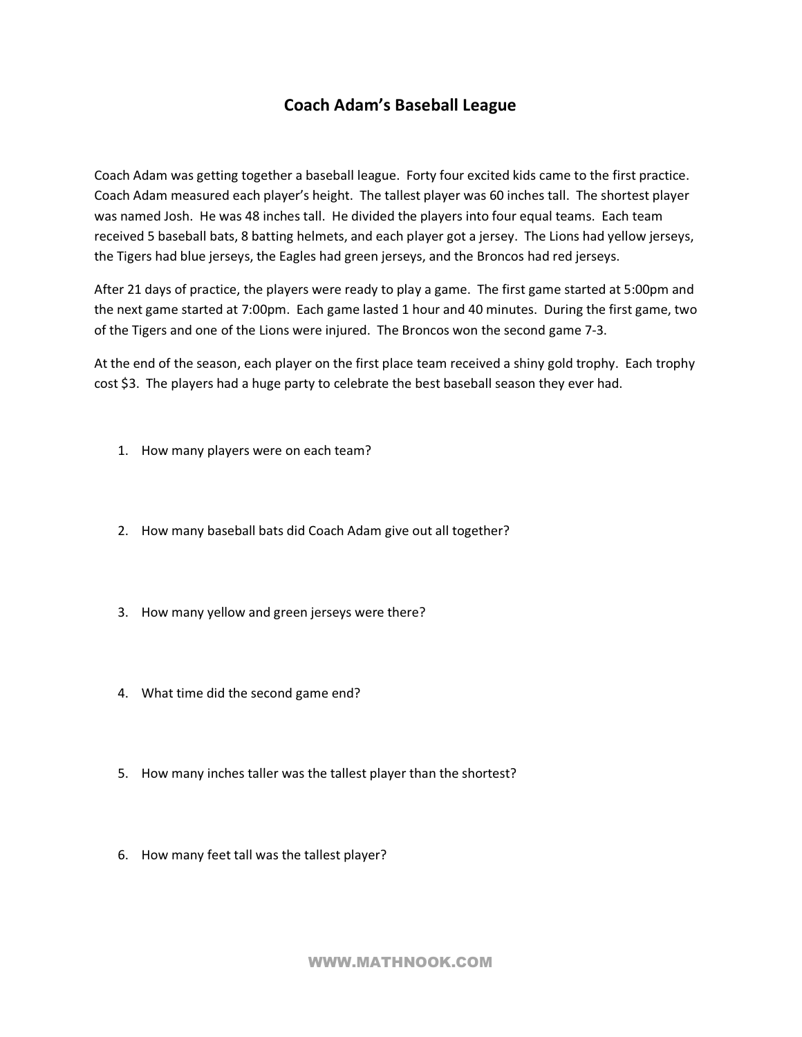# Coach Adam's Baseball League

Coach Adam was getting together a baseball league. Forty four excited kids came to the first practice. Coach Adam measured each player's height. The tallest player was 60 inches tall. The shortest player was named Josh. He was 48 inches tall. He divided the players into four equal teams. Each team received 5 baseball bats, 8 batting helmets, and each player got a jersey. The Lions had yellow jerseys, the Tigers had blue jerseys, the Eagles had green jerseys, and the Broncos had red jerseys.

After 21 days of practice, the players were ready to play a game. The first game started at 5:00pm and the next game started at 7:00pm. Each game lasted 1 hour and 40 minutes. During the first game, two of the Tigers and one of the Lions were injured. The Broncos won the second game 7-3.

At the end of the season, each player on the first place team received a shiny gold trophy. Each trophy cost $3. The players had a huge party to celebrate the best baseball season they ever had.

1. How many players were on each team?

2. How many baseball bats did Coach Adam give out all together?

3. How many yellow and green jerseys were there?

4. What time did the second game end?

5. How many inches taller was the tallest player than the shortest?

6. How many feet tall was the tallest player?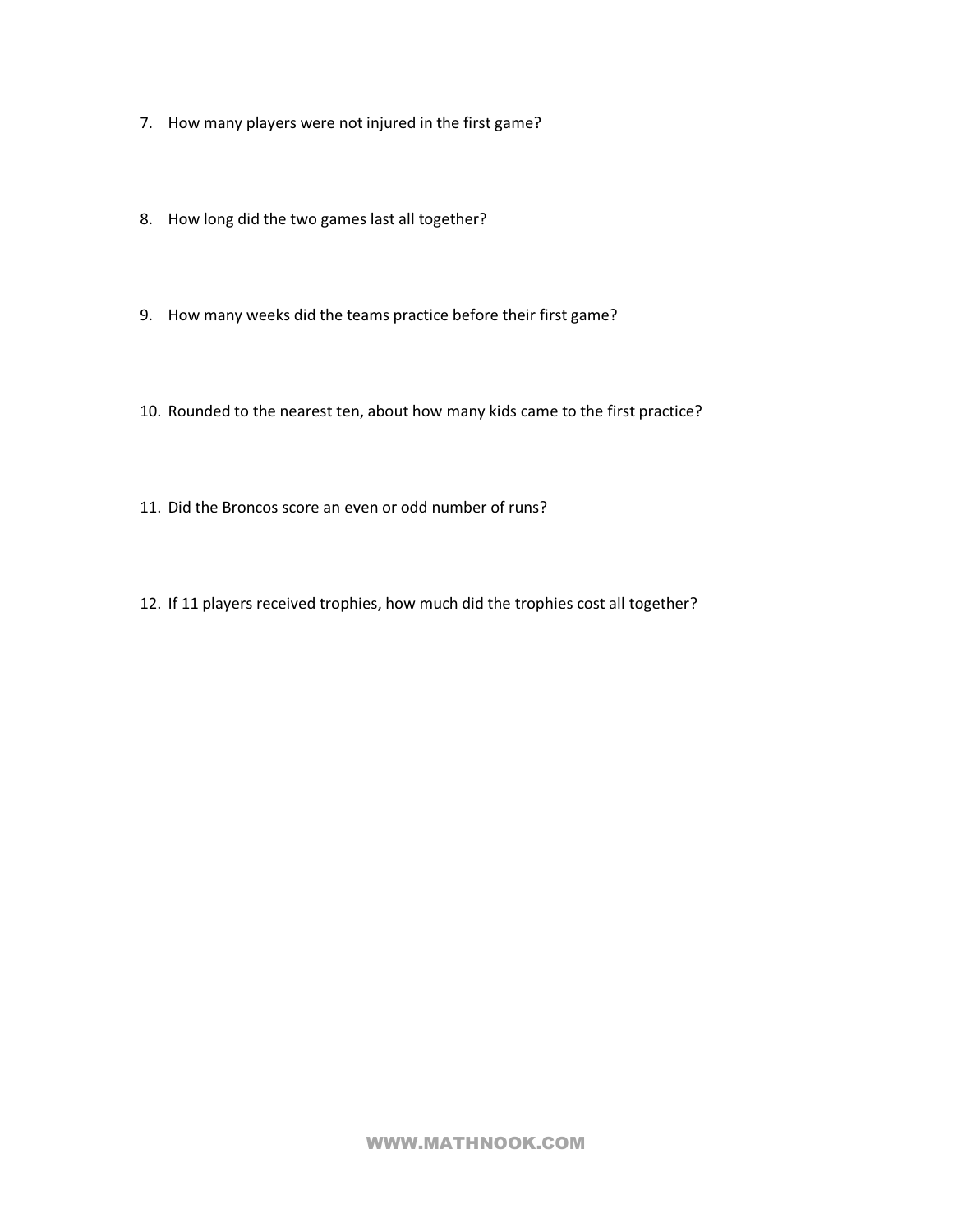7. How many players were not injured in the first game?

8. How long did the two games last all together?

9. How many weeks did the teams practice before their first game?

10. Rounded to the nearest ten, about how many kids came to the first practice?

11. Did the Broncos score an even or odd number of runs?

12. If 11 players received trophies, how much did the trophies cost all together?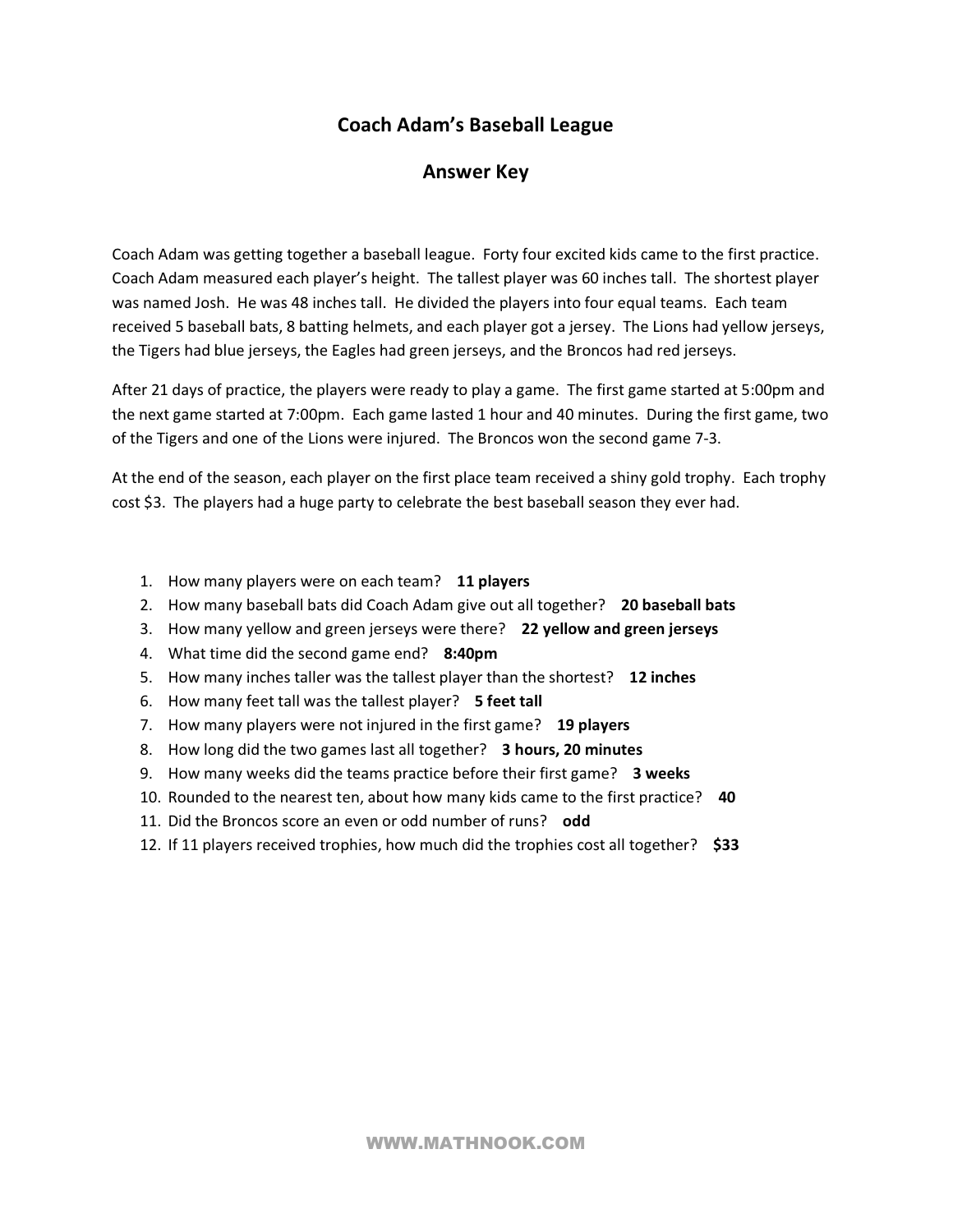# Coach Adam's Baseball League

## Answer Key

Coach Adam was getting together a baseball league. Forty four excited kids came to the first practice. Coach Adam measured each player's height. The tallest player was 60 inches tall. The shortest player was named Josh. He was 48 inches tall. He divided the players into four equal teams. Each team received 5 baseball bats, 8 batting helmets, and each player got a jersey. The Lions had yellow jerseys, the Tigers had blue jerseys, the Eagles had green jerseys, and the Broncos had red jerseys.

After 21 days of practice, the players were ready to play a game. The first game started at 5:00pm and the next game started at 7:00pm. Each game lasted 1 hour and 40 minutes. During the first game, two of the Tigers and one of the Lions were injured. The Broncos won the second game 7-3.

At the end of the season, each player on the first place team received a shiny gold trophy. Each trophy cost $3. The players had a huge party to celebrate the best baseball season they ever had.

1. How many players were on each team? **11 players**
2. How many baseball bats did Coach Adam give out all together? **20 baseball bats**
3. How many yellow and green jerseys were there? **22 yellow and green jerseys**
4. What time did the second game end? **8:40pm**
5. How many inches taller was the tallest player than the shortest? **12 inches**
6. How many feet tall was the tallest player? **5 feet tall**
7. How many players were not injured in the first game? **19 players**
8. How long did the two games last all together? **3 hours, 20 minutes**
9. How many weeks did the teams practice before their first game? **3 weeks**
10. Rounded to the nearest ten, about how many kids came to the first practice? **40**
11. Did the Broncos score an even or odd number of runs? **odd**
12. If 11 players received trophies, how much did the trophies cost all together? **$33**

WWW.MATHNOOK.COM